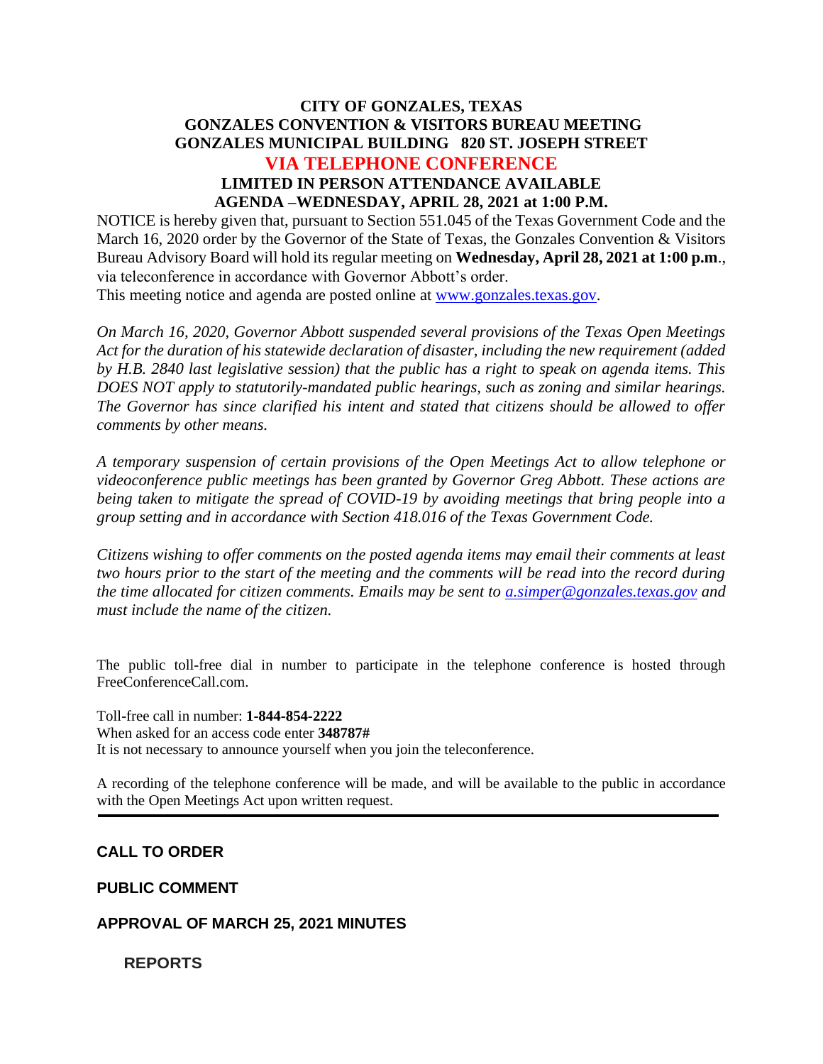# CITY OF GONZALES, TEXAS
## GONZALES CONVENTION & VISITORS BUREAU MEETING
## GONZALES MUNICIPAL BUILDING 820 ST. JOSEPH STREET
## VIA TELEPHONE CONFERENCE
## LIMITED IN PERSON ATTENDANCE AVAILABLE
## AGENDA –WEDNESDAY, APRIL 28, 2021 at 1:00 P.M.

NOTICE is hereby given that, pursuant to Section 551.045 of the Texas Government Code and the March 16, 2020 order by the Governor of the State of Texas, the Gonzales Convention & Visitors Bureau Advisory Board will hold its regular meeting on **Wednesday, April 28, 2021 at 1:00 p.m**., via teleconference in accordance with Governor Abbott's order.
This meeting notice and agenda are posted online at www.gonzales.texas.gov.

*On March 16, 2020, Governor Abbott suspended several provisions of the Texas Open Meetings Act for the duration of his statewide declaration of disaster, including the new requirement (added by H.B. 2840 last legislative session) that the public has a right to speak on agenda items. This DOES NOT apply to statutorily-mandated public hearings, such as zoning and similar hearings. The Governor has since clarified his intent and stated that citizens should be allowed to offer comments by other means.*

*A temporary suspension of certain provisions of the Open Meetings Act to allow telephone or videoconference public meetings has been granted by Governor Greg Abbott. These actions are being taken to mitigate the spread of COVID-19 by avoiding meetings that bring people into a group setting and in accordance with Section 418.016 of the Texas Government Code.*

*Citizens wishing to offer comments on the posted agenda items may email their comments at least two hours prior to the start of the meeting and the comments will be read into the record during the time allocated for citizen comments. Emails may be sent to a.simper@gonzales.texas.gov and must include the name of the citizen.*

The public toll-free dial in number to participate in the telephone conference is hosted through FreeConferenceCall.com.

Toll-free call in number: **1-844-854-2222**
When asked for an access code enter **348787#**
It is not necessary to announce yourself when you join the teleconference.

A recording of the telephone conference will be made, and will be available to the public in accordance with the Open Meetings Act upon written request.

---

**CALL TO ORDER**

**PUBLIC COMMENT**

**APPROVAL OF MARCH 25, 2021 MINUTES**

**REPORTS**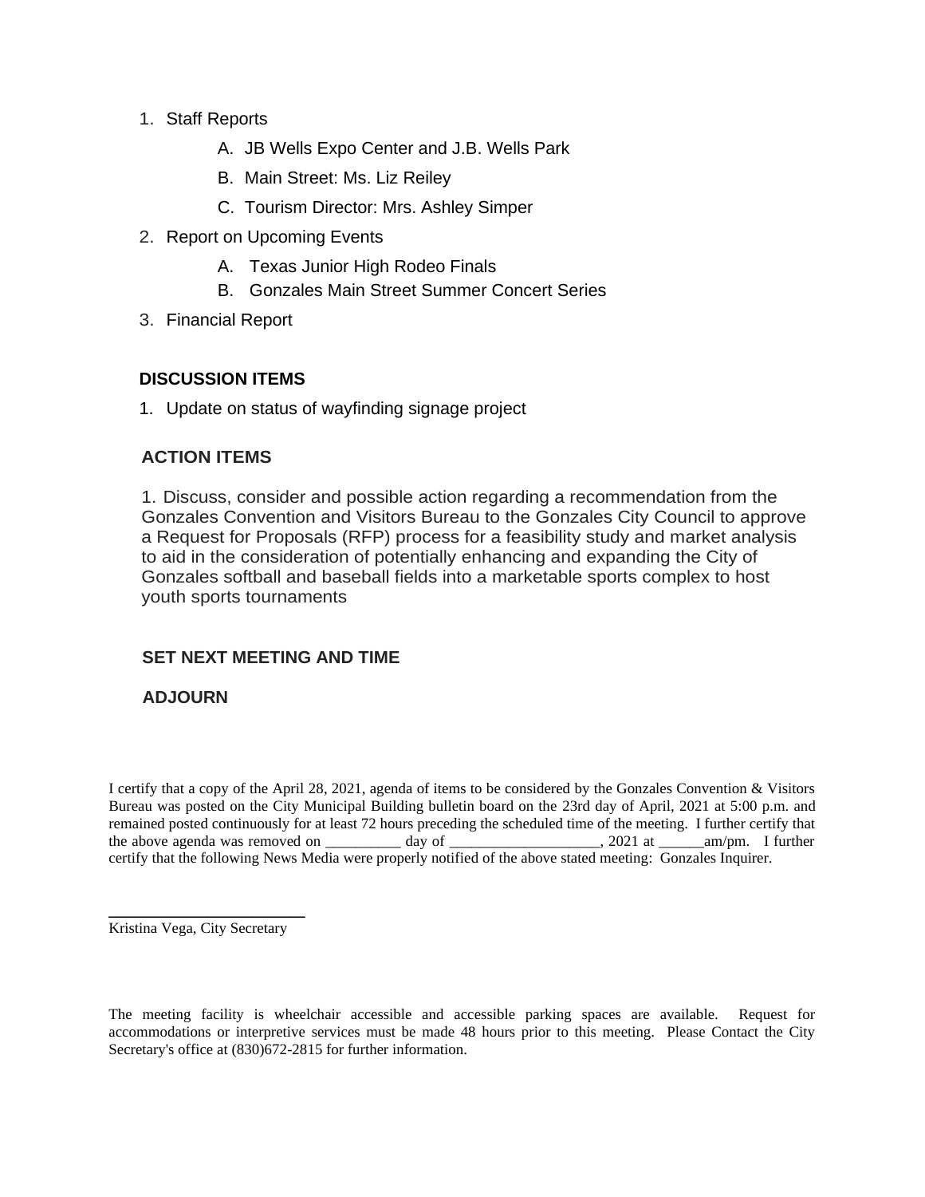1. Staff Reports
    - A. JB Wells Expo Center and J.B. Wells Park
    - B. Main Street: Ms. Liz Reiley
    - C. Tourism Director: Mrs. Ashley Simper
2. Report on Upcoming Events
    - A. Texas Junior High Rodeo Finals
    - B. Gonzales Main Street Summer Concert Series
3. Financial Report

## DISCUSSION ITEMS

1. Update on status of wayfinding signage project

## ACTION ITEMS

1. Discuss, consider and possible action regarding a recommendation from the Gonzales Convention and Visitors Bureau to the Gonzales City Council to approve a Request for Proposals (RFP) process for a feasibility study and market analysis to aid in the consideration of potentially enhancing and expanding the City of Gonzales softball and baseball fields into a marketable sports complex to host youth sports tournaments

## SET NEXT MEETING AND TIME

## ADJOURN

I certify that a copy of the April 28, 2021, agenda of items to be considered by the Gonzales Convention & Visitors Bureau was posted on the City Municipal Building bulletin board on the 23rd day of April, 2021 at 5:00 p.m. and remained posted continuously for at least 72 hours preceding the scheduled time of the meeting. I further certify that the above agenda was removed on __________ day of ____________________, 2021 at ______am/pm. I further certify that the following News Media were properly notified of the above stated meeting: Gonzales Inquirer.

_________________________

Kristina Vega, City Secretary

The meeting facility is wheelchair accessible and accessible parking spaces are available. Request for accommodations or interpretive services must be made 48 hours prior to this meeting. Please Contact the City Secretary's office at (830)672-2815 for further information.